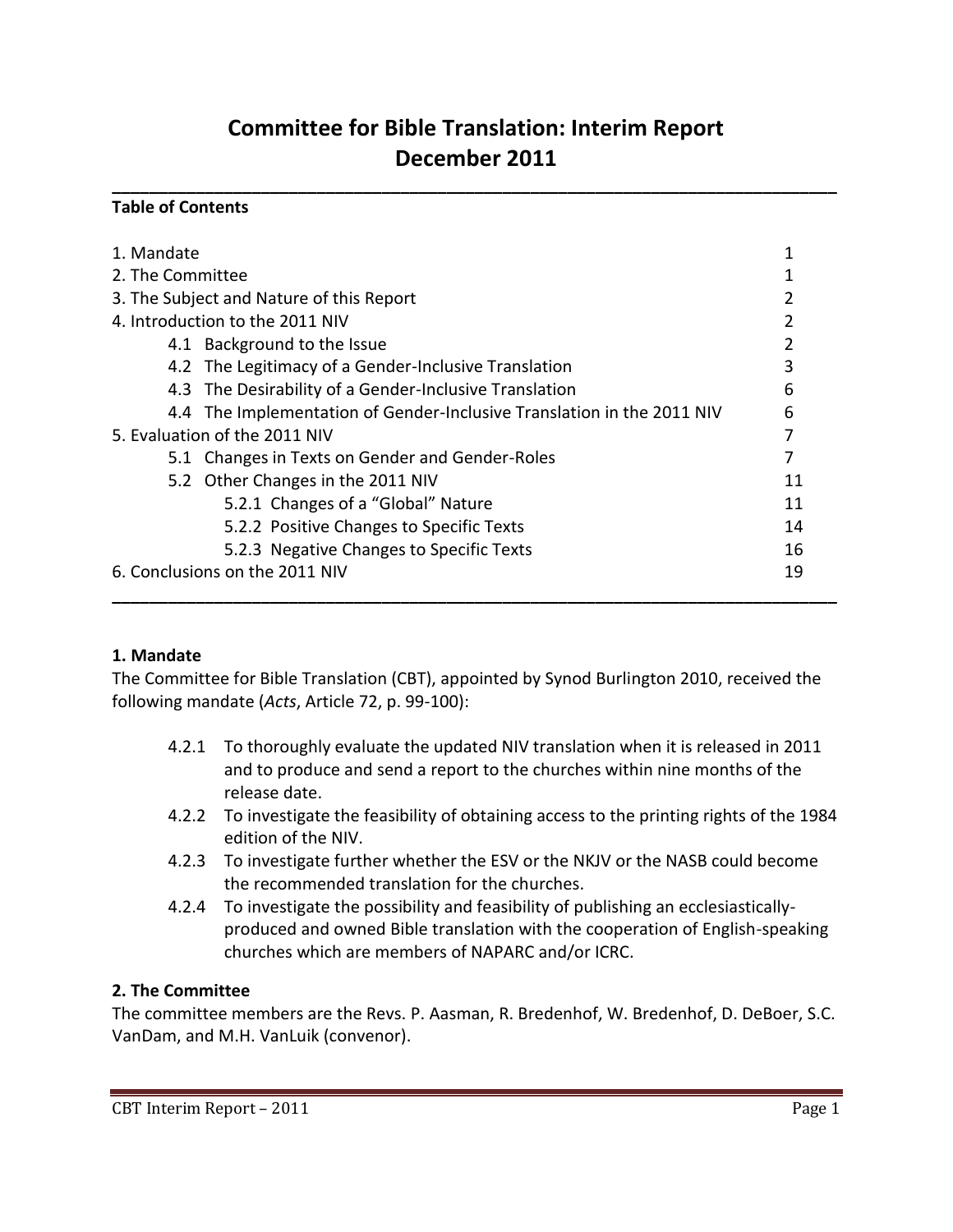# Committee for Bible Translation: Interim Report
# December 2011

**Table of Contents**

| | |
|---|---|
| 1. Mandate | 1 |
| 2. The Committee | 1 |
| 3. The Subject and Nature of this Report | 2 |
| 4. Introduction to the 2011 NIV | 2 |
| 4.1 Background to the Issue | 2 |
| 4.2 The Legitimacy of a Gender-Inclusive Translation | 3 |
| 4.3 The Desirability of a Gender-Inclusive Translation | 6 |
| 4.4 The Implementation of Gender-Inclusive Translation in the 2011 NIV | 6 |
| 5. Evaluation of the 2011 NIV | 7 |
| 5.1 Changes in Texts on Gender and Gender-Roles | 7 |
| 5.2 Other Changes in the 2011 NIV | 11 |
| 5.2.1 Changes of a "Global" Nature | 11 |
| 5.2.2 Positive Changes to Specific Texts | 14 |
| 5.2.3 Negative Changes to Specific Texts | 16 |
| 6. Conclusions on the 2011 NIV | 19 |

## 1. Mandate

The Committee for Bible Translation (CBT), appointed by Synod Burlington 2010, received the following mandate (*Acts*, Article 72, p. 99-100):

- 4.2.1 To thoroughly evaluate the updated NIV translation when it is released in 2011 and to produce and send a report to the churches within nine months of the release date.
- 4.2.2 To investigate the feasibility of obtaining access to the printing rights of the 1984 edition of the NIV.
- 4.2.3 To investigate further whether the ESV or the NKJV or the NASB could become the recommended translation for the churches.
- 4.2.4 To investigate the possibility and feasibility of publishing an ecclesiastically-produced and owned Bible translation with the cooperation of English-speaking churches which are members of NAPARC and/or ICRC.

## 2. The Committee

The committee members are the Revs. P. Aasman, R. Bredenhof, W. Bredenhof, D. DeBoer, S.C. VanDam, and M.H. VanLuik (convenor).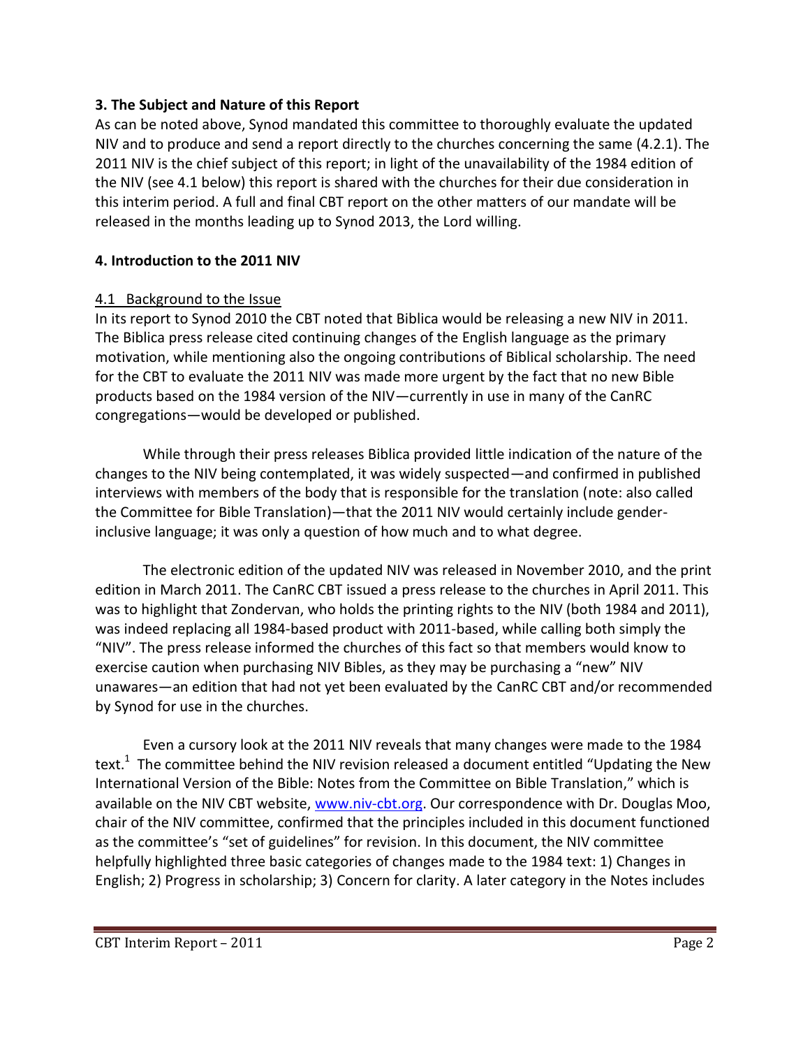### 3. The Subject and Nature of this Report

As can be noted above, Synod mandated this committee to thoroughly evaluate the updated NIV and to produce and send a report directly to the churches concerning the same (4.2.1). The 2011 NIV is the chief subject of this report; in light of the unavailability of the 1984 edition of the NIV (see 4.1 below) this report is shared with the churches for their due consideration in this interim period. A full and final CBT report on the other matters of our mandate will be released in the months leading up to Synod 2013, the Lord willing.

### 4. Introduction to the 2011 NIV

#### 4.1 Background to the Issue

In its report to Synod 2010 the CBT noted that Biblica would be releasing a new NIV in 2011. The Biblica press release cited continuing changes of the English language as the primary motivation, while mentioning also the ongoing contributions of Biblical scholarship. The need for the CBT to evaluate the 2011 NIV was made more urgent by the fact that no new Bible products based on the 1984 version of the NIV—currently in use in many of the CanRC congregations—would be developed or published.

While through their press releases Biblica provided little indication of the nature of the changes to the NIV being contemplated, it was widely suspected—and confirmed in published interviews with members of the body that is responsible for the translation (note: also called the Committee for Bible Translation)—that the 2011 NIV would certainly include gender-inclusive language; it was only a question of how much and to what degree.

The electronic edition of the updated NIV was released in November 2010, and the print edition in March 2011. The CanRC CBT issued a press release to the churches in April 2011. This was to highlight that Zondervan, who holds the printing rights to the NIV (both 1984 and 2011), was indeed replacing all 1984-based product with 2011-based, while calling both simply the "NIV". The press release informed the churches of this fact so that members would know to exercise caution when purchasing NIV Bibles, as they may be purchasing a "new" NIV unawares—an edition that had not yet been evaluated by the CanRC CBT and/or recommended by Synod for use in the churches.

Even a cursory look at the 2011 NIV reveals that many changes were made to the 1984 text.[1] The committee behind the NIV revision released a document entitled "Updating the New International Version of the Bible: Notes from the Committee on Bible Translation," which is available on the NIV CBT website, www.niv-cbt.org. Our correspondence with Dr. Douglas Moo, chair of the NIV committee, confirmed that the principles included in this document functioned as the committee's "set of guidelines" for revision. In this document, the NIV committee helpfully highlighted three basic categories of changes made to the 1984 text: 1) Changes in English; 2) Progress in scholarship; 3) Concern for clarity. A later category in the Notes includes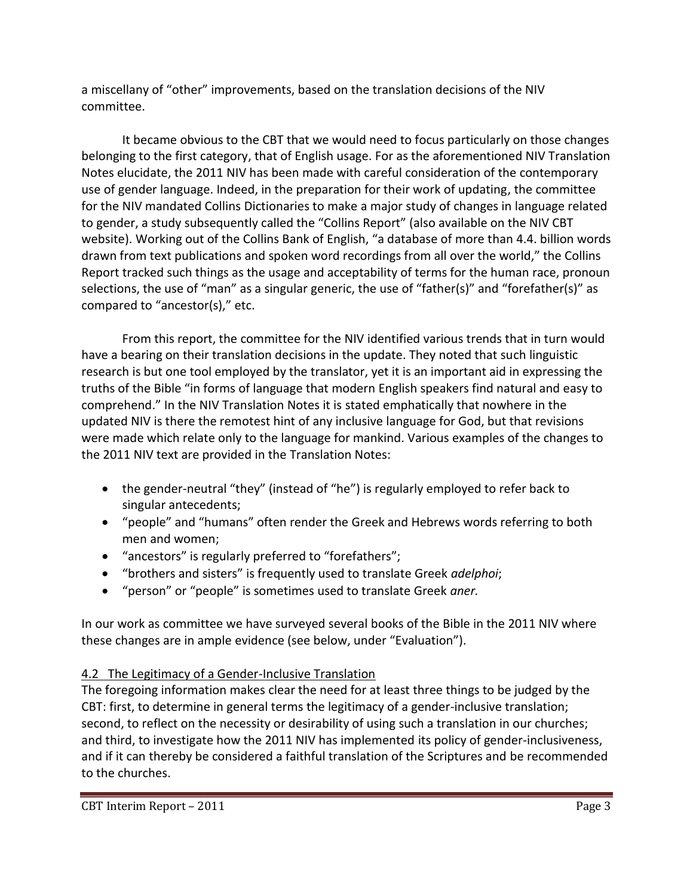a miscellany of "other" improvements, based on the translation decisions of the NIV committee.

It became obvious to the CBT that we would need to focus particularly on those changes belonging to the first category, that of English usage. For as the aforementioned NIV Translation Notes elucidate, the 2011 NIV has been made with careful consideration of the contemporary use of gender language. Indeed, in the preparation for their work of updating, the committee for the NIV mandated Collins Dictionaries to make a major study of changes in language related to gender, a study subsequently called the "Collins Report" (also available on the NIV CBT website). Working out of the Collins Bank of English, "a database of more than 4.4. billion words drawn from text publications and spoken word recordings from all over the world," the Collins Report tracked such things as the usage and acceptability of terms for the human race, pronoun selections, the use of "man" as a singular generic, the use of "father(s)" and "forefather(s)" as compared to "ancestor(s)," etc.

From this report, the committee for the NIV identified various trends that in turn would have a bearing on their translation decisions in the update. They noted that such linguistic research is but one tool employed by the translator, yet it is an important aid in expressing the truths of the Bible "in forms of language that modern English speakers find natural and easy to comprehend." In the NIV Translation Notes it is stated emphatically that nowhere in the updated NIV is there the remotest hint of any inclusive language for God, but that revisions were made which relate only to the language for mankind. Various examples of the changes to the 2011 NIV text are provided in the Translation Notes:

- the gender-neutral "they" (instead of "he") is regularly employed to refer back to singular antecedents;
- "people" and "humans" often render the Greek and Hebrews words referring to both men and women;
- "ancestors" is regularly preferred to "forefathers";
- "brothers and sisters" is frequently used to translate Greek *adelphoi*;
- "person" or "people" is sometimes used to translate Greek *aner.*

In our work as committee we have surveyed several books of the Bible in the 2011 NIV where these changes are in ample evidence (see below, under "Evaluation").

## 4.2 The Legitimacy of a Gender-Inclusive Translation

The foregoing information makes clear the need for at least three things to be judged by the CBT: first, to determine in general terms the legitimacy of a gender-inclusive translation; second, to reflect on the necessity or desirability of using such a translation in our churches; and third, to investigate how the 2011 NIV has implemented its policy of gender-inclusiveness, and if it can thereby be considered a faithful translation of the Scriptures and be recommended to the churches.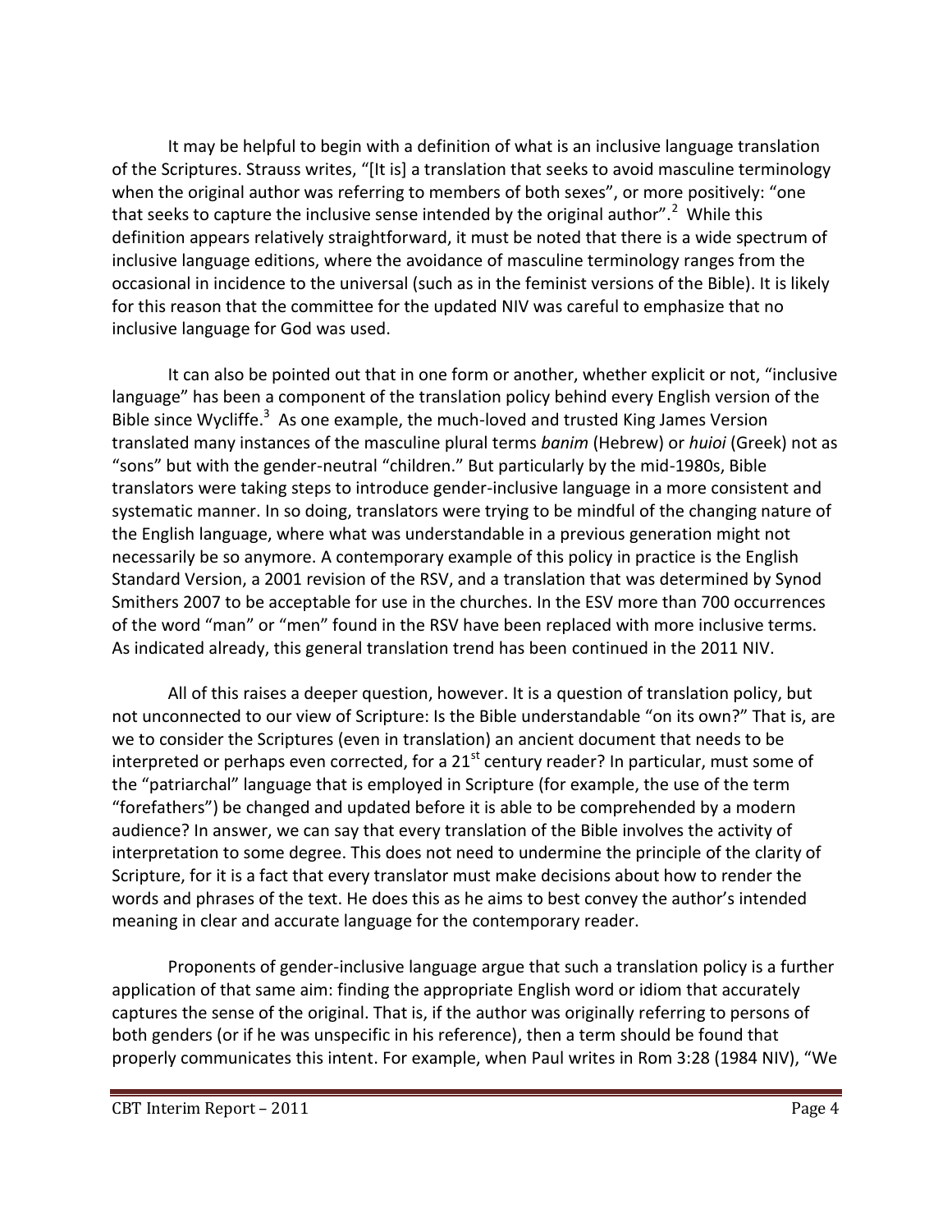It may be helpful to begin with a definition of what is an inclusive language translation of the Scriptures. Strauss writes, "[It is] a translation that seeks to avoid masculine terminology when the original author was referring to members of both sexes", or more positively: "one that seeks to capture the inclusive sense intended by the original author".[2] While this definition appears relatively straightforward, it must be noted that there is a wide spectrum of inclusive language editions, where the avoidance of masculine terminology ranges from the occasional in incidence to the universal (such as in the feminist versions of the Bible). It is likely for this reason that the committee for the updated NIV was careful to emphasize that no inclusive language for God was used.

It can also be pointed out that in one form or another, whether explicit or not, "inclusive language" has been a component of the translation policy behind every English version of the Bible since Wycliffe.[3] As one example, the much-loved and trusted King James Version translated many instances of the masculine plural terms *banim* (Hebrew) or *huioi* (Greek) not as "sons" but with the gender-neutral "children." But particularly by the mid-1980s, Bible translators were taking steps to introduce gender-inclusive language in a more consistent and systematic manner. In so doing, translators were trying to be mindful of the changing nature of the English language, where what was understandable in a previous generation might not necessarily be so anymore. A contemporary example of this policy in practice is the English Standard Version, a 2001 revision of the RSV, and a translation that was determined by Synod Smithers 2007 to be acceptable for use in the churches. In the ESV more than 700 occurrences of the word "man" or "men" found in the RSV have been replaced with more inclusive terms. As indicated already, this general translation trend has been continued in the 2011 NIV.

All of this raises a deeper question, however. It is a question of translation policy, but not unconnected to our view of Scripture: Is the Bible understandable "on its own?" That is, are we to consider the Scriptures (even in translation) an ancient document that needs to be interpreted or perhaps even corrected, for a 21st century reader? In particular, must some of the "patriarchal" language that is employed in Scripture (for example, the use of the term "forefathers") be changed and updated before it is able to be comprehended by a modern audience? In answer, we can say that every translation of the Bible involves the activity of interpretation to some degree. This does not need to undermine the principle of the clarity of Scripture, for it is a fact that every translator must make decisions about how to render the words and phrases of the text. He does this as he aims to best convey the author's intended meaning in clear and accurate language for the contemporary reader.

Proponents of gender-inclusive language argue that such a translation policy is a further application of that same aim: finding the appropriate English word or idiom that accurately captures the sense of the original. That is, if the author was originally referring to persons of both genders (or if he was unspecific in his reference), then a term should be found that properly communicates this intent. For example, when Paul writes in Rom 3:28 (1984 NIV), "We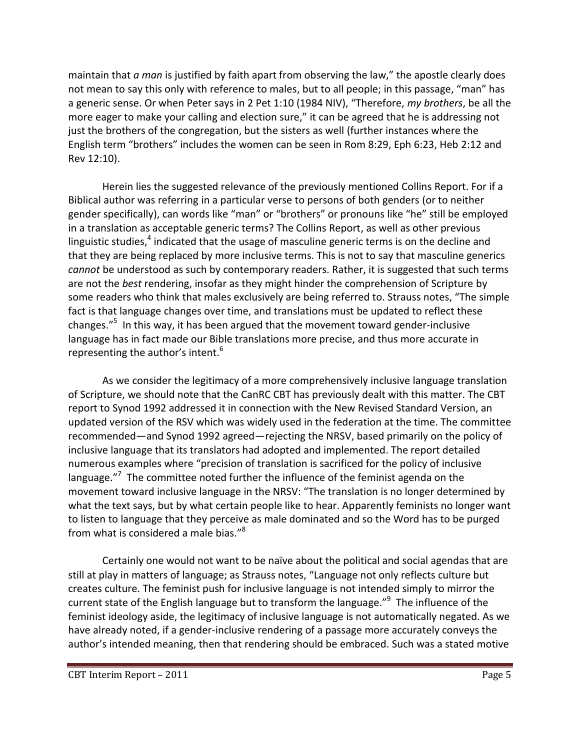maintain that *a man* is justified by faith apart from observing the law," the apostle clearly does not mean to say this only with reference to males, but to all people; in this passage, "man" has a generic sense. Or when Peter says in 2 Pet 1:10 (1984 NIV), "Therefore, *my brothers*, be all the more eager to make your calling and election sure," it can be agreed that he is addressing not just the brothers of the congregation, but the sisters as well (further instances where the English term "brothers" includes the women can be seen in Rom 8:29, Eph 6:23, Heb 2:12 and Rev 12:10).

Herein lies the suggested relevance of the previously mentioned Collins Report. For if a Biblical author was referring in a particular verse to persons of both genders (or to neither gender specifically), can words like "man" or "brothers" or pronouns like "he" still be employed in a translation as acceptable generic terms? The Collins Report, as well as other previous linguistic studies,[4] indicated that the usage of masculine generic terms is on the decline and that they are being replaced by more inclusive terms. This is not to say that masculine generics *cannot* be understood as such by contemporary readers. Rather, it is suggested that such terms are not the *best* rendering, insofar as they might hinder the comprehension of Scripture by some readers who think that males exclusively are being referred to. Strauss notes, "The simple fact is that language changes over time, and translations must be updated to reflect these changes."[5] In this way, it has been argued that the movement toward gender-inclusive language has in fact made our Bible translations more precise, and thus more accurate in representing the author's intent.[6]

As we consider the legitimacy of a more comprehensively inclusive language translation of Scripture, we should note that the CanRC CBT has previously dealt with this matter. The CBT report to Synod 1992 addressed it in connection with the New Revised Standard Version, an updated version of the RSV which was widely used in the federation at the time. The committee recommended—and Synod 1992 agreed—rejecting the NRSV, based primarily on the policy of inclusive language that its translators had adopted and implemented. The report detailed numerous examples where "precision of translation is sacrificed for the policy of inclusive language."[7] The committee noted further the influence of the feminist agenda on the movement toward inclusive language in the NRSV: "The translation is no longer determined by what the text says, but by what certain people like to hear. Apparently feminists no longer want to listen to language that they perceive as male dominated and so the Word has to be purged from what is considered a male bias."[8]

Certainly one would not want to be naïve about the political and social agendas that are still at play in matters of language; as Strauss notes, "Language not only reflects culture but creates culture. The feminist push for inclusive language is not intended simply to mirror the current state of the English language but to transform the language."[9] The influence of the feminist ideology aside, the legitimacy of inclusive language is not automatically negated. As we have already noted, if a gender-inclusive rendering of a passage more accurately conveys the author's intended meaning, then that rendering should be embraced. Such was a stated motive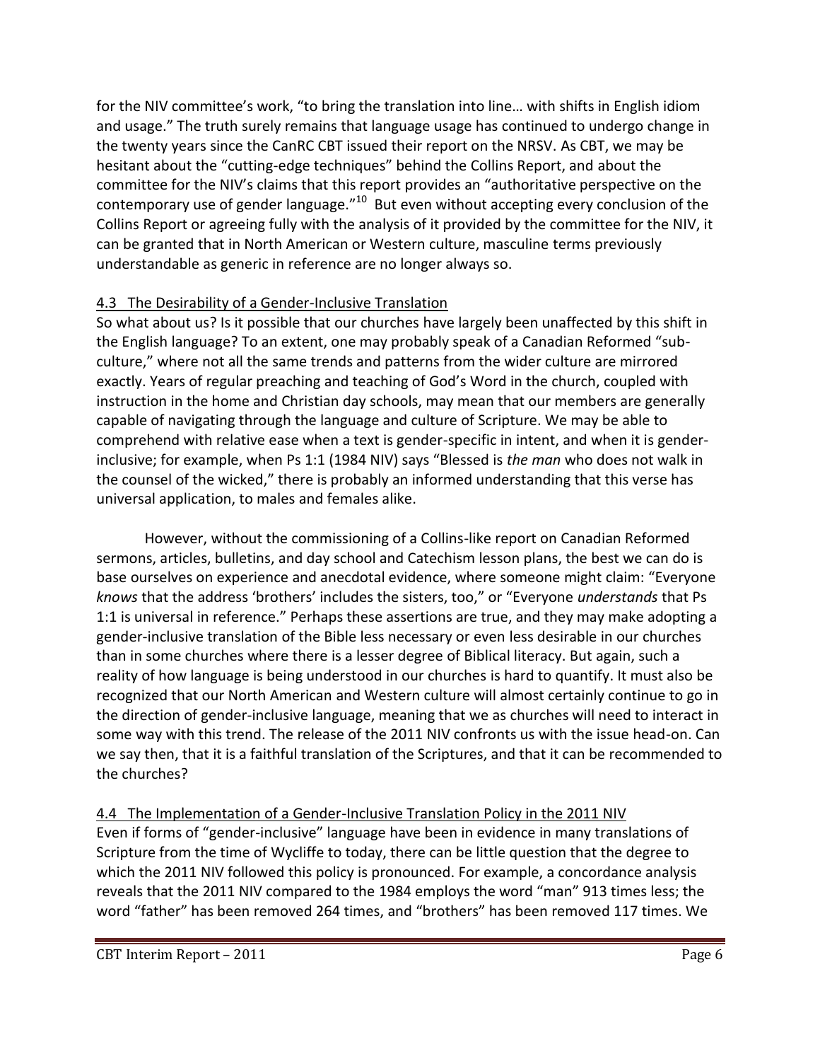for the NIV committee's work, "to bring the translation into line… with shifts in English idiom and usage." The truth surely remains that language usage has continued to undergo change in the twenty years since the CanRC CBT issued their report on the NRSV. As CBT, we may be hesitant about the "cutting-edge techniques" behind the Collins Report, and about the committee for the NIV's claims that this report provides an "authoritative perspective on the contemporary use of gender language."[10] But even without accepting every conclusion of the Collins Report or agreeing fully with the analysis of it provided by the committee for the NIV, it can be granted that in North American or Western culture, masculine terms previously understandable as generic in reference are no longer always so.

## 4.3 The Desirability of a Gender-Inclusive Translation

So what about us? Is it possible that our churches have largely been unaffected by this shift in the English language? To an extent, one may probably speak of a Canadian Reformed "sub-culture," where not all the same trends and patterns from the wider culture are mirrored exactly. Years of regular preaching and teaching of God's Word in the church, coupled with instruction in the home and Christian day schools, may mean that our members are generally capable of navigating through the language and culture of Scripture. We may be able to comprehend with relative ease when a text is gender-specific in intent, and when it is gender-inclusive; for example, when Ps 1:1 (1984 NIV) says "Blessed is *the man* who does not walk in the counsel of the wicked," there is probably an informed understanding that this verse has universal application, to males and females alike.

However, without the commissioning of a Collins-like report on Canadian Reformed sermons, articles, bulletins, and day school and Catechism lesson plans, the best we can do is base ourselves on experience and anecdotal evidence, where someone might claim: "Everyone *knows* that the address 'brothers' includes the sisters, too," or "Everyone *understands* that Ps 1:1 is universal in reference." Perhaps these assertions are true, and they may make adopting a gender-inclusive translation of the Bible less necessary or even less desirable in our churches than in some churches where there is a lesser degree of Biblical literacy. But again, such a reality of how language is being understood in our churches is hard to quantify. It must also be recognized that our North American and Western culture will almost certainly continue to go in the direction of gender-inclusive language, meaning that we as churches will need to interact in some way with this trend. The release of the 2011 NIV confronts us with the issue head-on. Can we say then, that it is a faithful translation of the Scriptures, and that it can be recommended to the churches?

## 4.4 The Implementation of a Gender-Inclusive Translation Policy in the 2011 NIV

Even if forms of "gender-inclusive" language have been in evidence in many translations of Scripture from the time of Wycliffe to today, there can be little question that the degree to which the 2011 NIV followed this policy is pronounced. For example, a concordance analysis reveals that the 2011 NIV compared to the 1984 employs the word "man" 913 times less; the word "father" has been removed 264 times, and "brothers" has been removed 117 times. We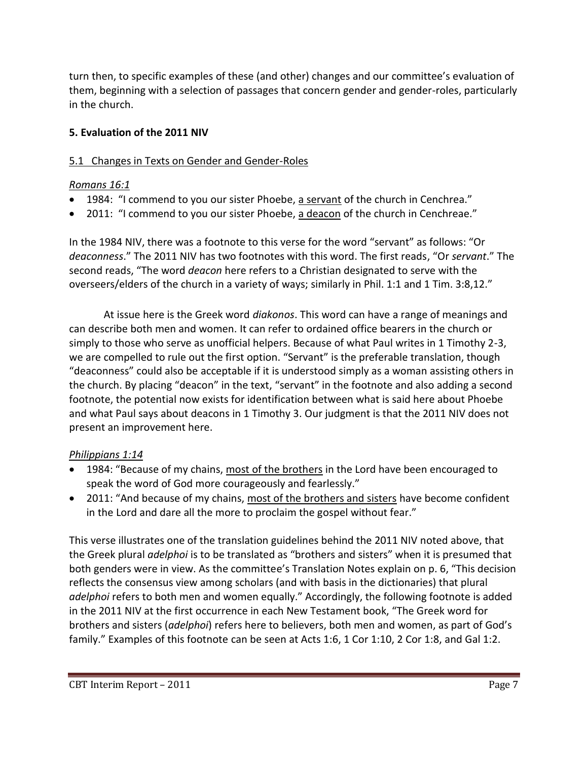turn then, to specific examples of these (and other) changes and our committee's evaluation of them, beginning with a selection of passages that concern gender and gender-roles, particularly in the church.

## 5. Evaluation of the 2011 NIV

### 5.1 Changes in Texts on Gender and Gender-Roles

*Romans 16:1*

- 1984: "I commend to you our sister Phoebe, a servant of the church in Cenchrea."
- 2011: "I commend to you our sister Phoebe, a deacon of the church in Cenchreae."

In the 1984 NIV, there was a footnote to this verse for the word "servant" as follows: "Or *deaconness*." The 2011 NIV has two footnotes with this word. The first reads, "Or *servant*." The second reads, "The word *deacon* here refers to a Christian designated to serve with the overseers/elders of the church in a variety of ways; similarly in Phil. 1:1 and 1 Tim. 3:8,12."

At issue here is the Greek word *diakonos*. This word can have a range of meanings and can describe both men and women. It can refer to ordained office bearers in the church or simply to those who serve as unofficial helpers. Because of what Paul writes in 1 Timothy 2-3, we are compelled to rule out the first option. "Servant" is the preferable translation, though "deaconness" could also be acceptable if it is understood simply as a woman assisting others in the church. By placing "deacon" in the text, "servant" in the footnote and also adding a second footnote, the potential now exists for identification between what is said here about Phoebe and what Paul says about deacons in 1 Timothy 3. Our judgment is that the 2011 NIV does not present an improvement here.

*Philippians 1:14*

- 1984: "Because of my chains, most of the brothers in the Lord have been encouraged to speak the word of God more courageously and fearlessly."
- 2011: "And because of my chains, most of the brothers and sisters have become confident in the Lord and dare all the more to proclaim the gospel without fear."

This verse illustrates one of the translation guidelines behind the 2011 NIV noted above, that the Greek plural *adelphoi* is to be translated as "brothers and sisters" when it is presumed that both genders were in view. As the committee's Translation Notes explain on p. 6, "This decision reflects the consensus view among scholars (and with basis in the dictionaries) that plural *adelphoi* refers to both men and women equally." Accordingly, the following footnote is added in the 2011 NIV at the first occurrence in each New Testament book, "The Greek word for brothers and sisters (*adelphoi*) refers here to believers, both men and women, as part of God's family." Examples of this footnote can be seen at Acts 1:6, 1 Cor 1:10, 2 Cor 1:8, and Gal 1:2.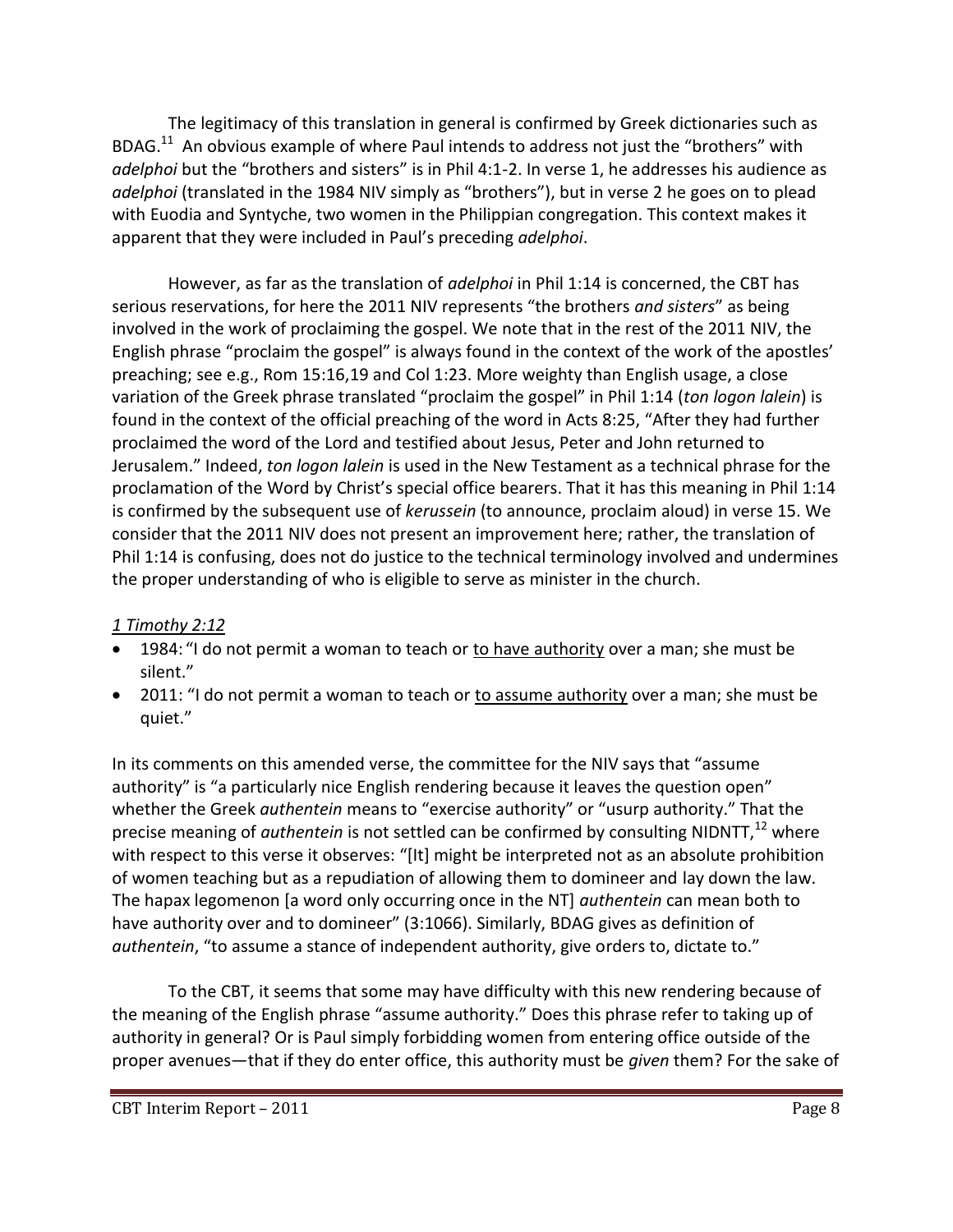The legitimacy of this translation in general is confirmed by Greek dictionaries such as BDAG.[11] An obvious example of where Paul intends to address not just the "brothers" with *adelphoi* but the "brothers and sisters" is in Phil 4:1-2. In verse 1, he addresses his audience as *adelphoi* (translated in the 1984 NIV simply as "brothers"), but in verse 2 he goes on to plead with Euodia and Syntyche, two women in the Philippian congregation. This context makes it apparent that they were included in Paul's preceding *adelphoi*.

However, as far as the translation of *adelphoi* in Phil 1:14 is concerned, the CBT has serious reservations, for here the 2011 NIV represents "the brothers *and sisters*" as being involved in the work of proclaiming the gospel. We note that in the rest of the 2011 NIV, the English phrase "proclaim the gospel" is always found in the context of the work of the apostles' preaching; see e.g., Rom 15:16,19 and Col 1:23. More weighty than English usage, a close variation of the Greek phrase translated "proclaim the gospel" in Phil 1:14 (*ton logon lalein*) is found in the context of the official preaching of the word in Acts 8:25, "After they had further proclaimed the word of the Lord and testified about Jesus, Peter and John returned to Jerusalem." Indeed, *ton logon lalein* is used in the New Testament as a technical phrase for the proclamation of the Word by Christ's special office bearers. That it has this meaning in Phil 1:14 is confirmed by the subsequent use of *kerussein* (to announce, proclaim aloud) in verse 15. We consider that the 2011 NIV does not present an improvement here; rather, the translation of Phil 1:14 is confusing, does not do justice to the technical terminology involved and undermines the proper understanding of who is eligible to serve as minister in the church.

*1 Timothy 2:12*

- 1984: "I do not permit a woman to teach or to have authority over a man; she must be silent."
- 2011: "I do not permit a woman to teach or to assume authority over a man; she must be quiet."

In its comments on this amended verse, the committee for the NIV says that "assume authority" is "a particularly nice English rendering because it leaves the question open" whether the Greek *authentein* means to "exercise authority" or "usurp authority." That the precise meaning of *authentein* is not settled can be confirmed by consulting NIDNTT,[12] where with respect to this verse it observes: "[It] might be interpreted not as an absolute prohibition of women teaching but as a repudiation of allowing them to domineer and lay down the law. The hapax legomenon [a word only occurring once in the NT] *authentein* can mean both to have authority over and to domineer" (3:1066). Similarly, BDAG gives as definition of *authentein*, "to assume a stance of independent authority, give orders to, dictate to."

To the CBT, it seems that some may have difficulty with this new rendering because of the meaning of the English phrase "assume authority." Does this phrase refer to taking up of authority in general? Or is Paul simply forbidding women from entering office outside of the proper avenues—that if they do enter office, this authority must be *given* them? For the sake of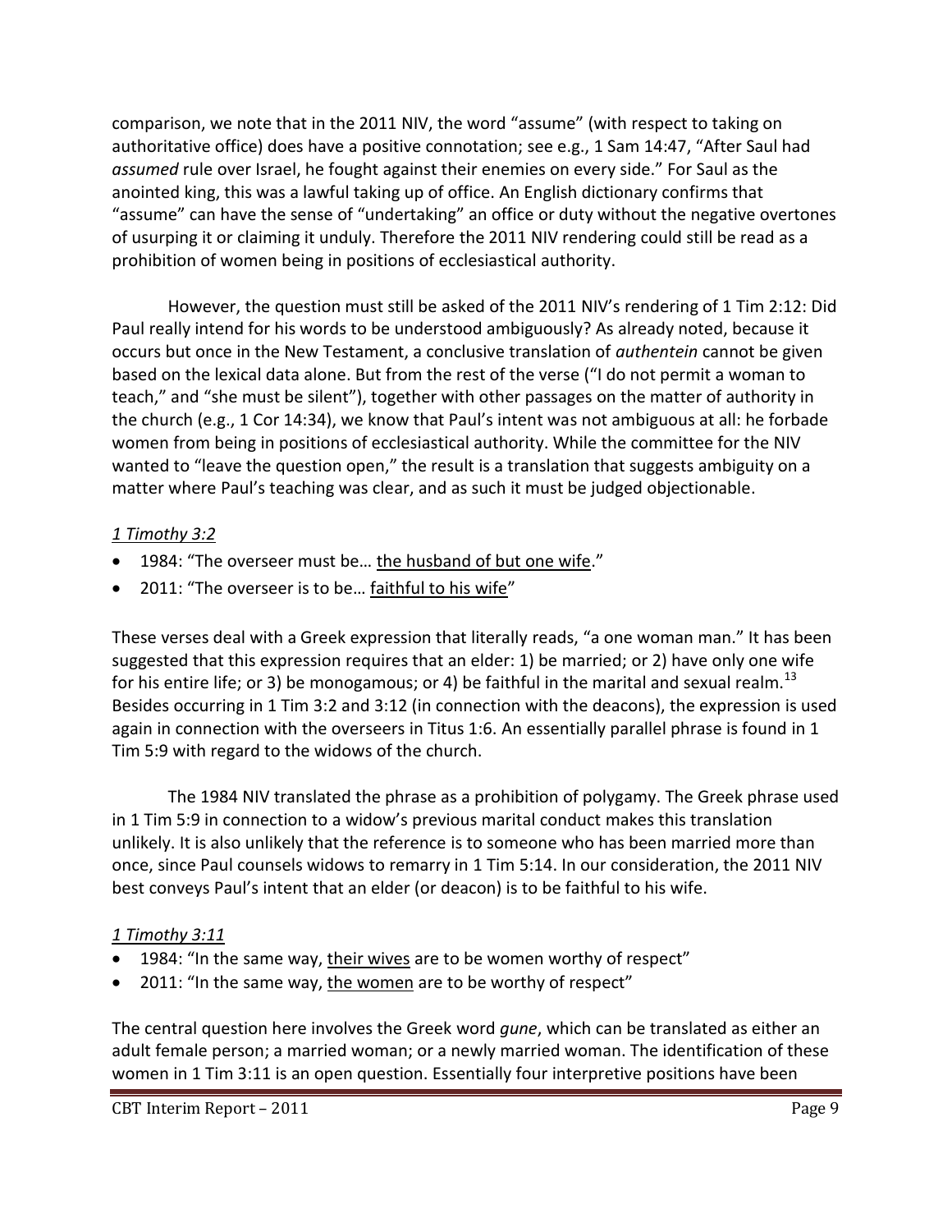comparison, we note that in the 2011 NIV, the word “assume” (with respect to taking on authoritative office) does have a positive connotation; see e.g., 1 Sam 14:47, “After Saul had *assumed* rule over Israel, he fought against their enemies on every side.” For Saul as the anointed king, this was a lawful taking up of office. An English dictionary confirms that “assume” can have the sense of “undertaking” an office or duty without the negative overtones of usurping it or claiming it unduly. Therefore the 2011 NIV rendering could still be read as a prohibition of women being in positions of ecclesiastical authority.

However, the question must still be asked of the 2011 NIV’s rendering of 1 Tim 2:12: Did Paul really intend for his words to be understood ambiguously? As already noted, because it occurs but once in the New Testament, a conclusive translation of *authentein* cannot be given based on the lexical data alone. But from the rest of the verse (“I do not permit a woman to teach,” and “she must be silent”), together with other passages on the matter of authority in the church (e.g., 1 Cor 14:34), we know that Paul’s intent was not ambiguous at all: he forbade women from being in positions of ecclesiastical authority. While the committee for the NIV wanted to “leave the question open,” the result is a translation that suggests ambiguity on a matter where Paul’s teaching was clear, and as such it must be judged objectionable.

*1 Timothy 3:2*

- 1984: “The overseer must be… <u>the husband of but one wife</u>.”
- 2011: “The overseer is to be… <u>faithful to his wife</u>”

These verses deal with a Greek expression that literally reads, “a one woman man.” It has been suggested that this expression requires that an elder: 1) be married; or 2) have only one wife for his entire life; or 3) be monogamous; or 4) be faithful in the marital and sexual realm.[13] Besides occurring in 1 Tim 3:2 and 3:12 (in connection with the deacons), the expression is used again in connection with the overseers in Titus 1:6. An essentially parallel phrase is found in 1 Tim 5:9 with regard to the widows of the church.

The 1984 NIV translated the phrase as a prohibition of polygamy. The Greek phrase used in 1 Tim 5:9 in connection to a widow’s previous marital conduct makes this translation unlikely. It is also unlikely that the reference is to someone who has been married more than once, since Paul counsels widows to remarry in 1 Tim 5:14. In our consideration, the 2011 NIV best conveys Paul’s intent that an elder (or deacon) is to be faithful to his wife.

*1 Timothy 3:11*

- 1984: “In the same way, <u>their wives</u> are to be women worthy of respect”
- 2011: “In the same way, <u>the women</u> are to be worthy of respect”

The central question here involves the Greek word *gune*, which can be translated as either an adult female person; a married woman; or a newly married woman. The identification of these women in 1 Tim 3:11 is an open question. Essentially four interpretive positions have been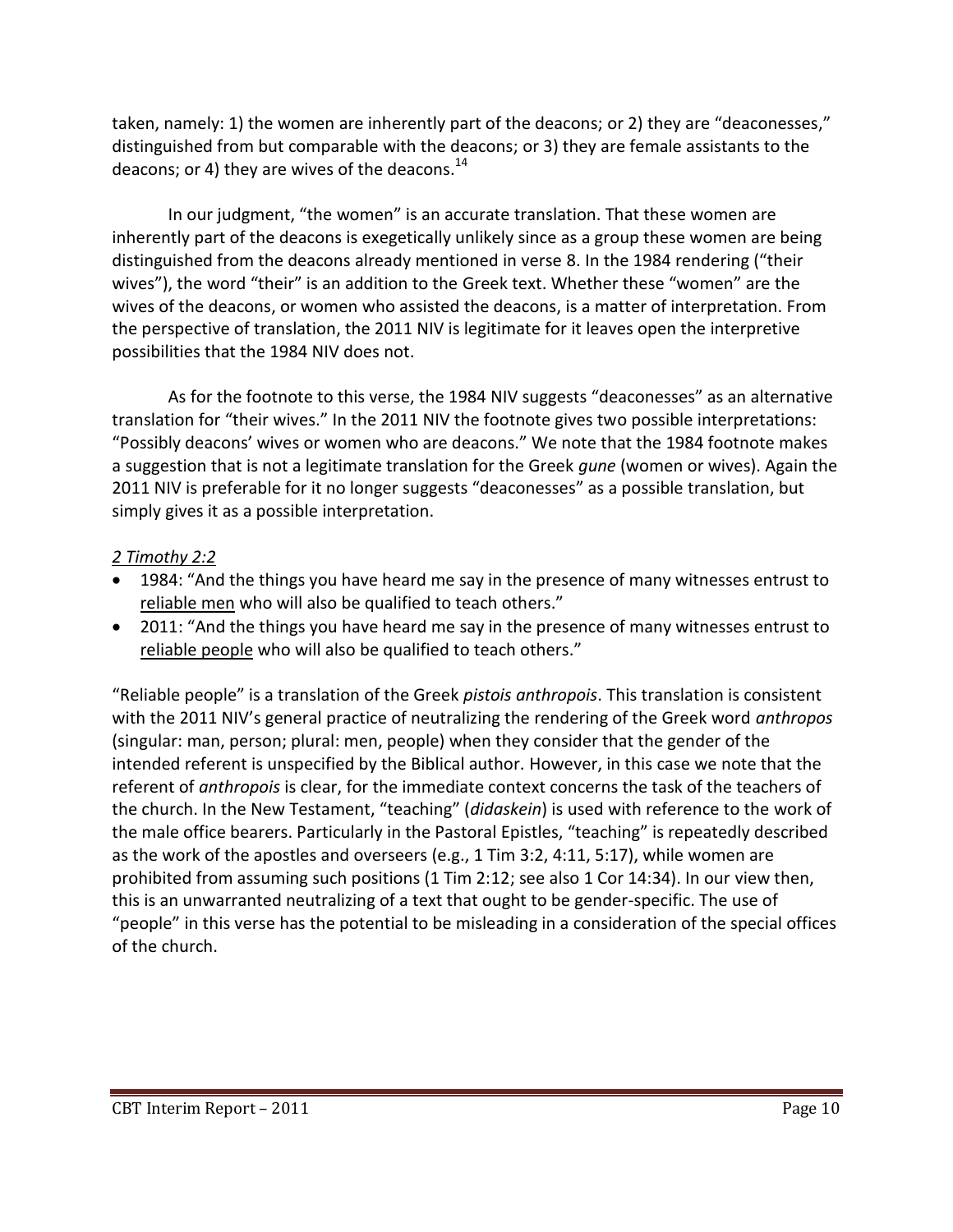taken, namely: 1) the women are inherently part of the deacons; or 2) they are "deaconesses," distinguished from but comparable with the deacons; or 3) they are female assistants to the deacons; or 4) they are wives of the deacons.[14]

In our judgment, "the women" is an accurate translation. That these women are inherently part of the deacons is exegetically unlikely since as a group these women are being distinguished from the deacons already mentioned in verse 8. In the 1984 rendering ("their wives"), the word "their" is an addition to the Greek text. Whether these "women" are the wives of the deacons, or women who assisted the deacons, is a matter of interpretation. From the perspective of translation, the 2011 NIV is legitimate for it leaves open the interpretive possibilities that the 1984 NIV does not.

As for the footnote to this verse, the 1984 NIV suggests "deaconesses" as an alternative translation for "their wives." In the 2011 NIV the footnote gives two possible interpretations: "Possibly deacons' wives or women who are deacons." We note that the 1984 footnote makes a suggestion that is not a legitimate translation for the Greek *gune* (women or wives). Again the 2011 NIV is preferable for it no longer suggests "deaconesses" as a possible translation, but simply gives it as a possible interpretation.

*2 Timothy 2:2*

- 1984: "And the things you have heard me say in the presence of many witnesses entrust to <u>reliable men</u> who will also be qualified to teach others."
- 2011: "And the things you have heard me say in the presence of many witnesses entrust to <u>reliable people</u> who will also be qualified to teach others."

"Reliable people" is a translation of the Greek *pistois anthropois*. This translation is consistent with the 2011 NIV's general practice of neutralizing the rendering of the Greek word *anthropos* (singular: man, person; plural: men, people) when they consider that the gender of the intended referent is unspecified by the Biblical author. However, in this case we note that the referent of *anthropois* is clear, for the immediate context concerns the task of the teachers of the church. In the New Testament, "teaching" (*didaskein*) is used with reference to the work of the male office bearers. Particularly in the Pastoral Epistles, "teaching" is repeatedly described as the work of the apostles and overseers (e.g., 1 Tim 3:2, 4:11, 5:17), while women are prohibited from assuming such positions (1 Tim 2:12; see also 1 Cor 14:34). In our view then, this is an unwarranted neutralizing of a text that ought to be gender-specific. The use of "people" in this verse has the potential to be misleading in a consideration of the special offices of the church.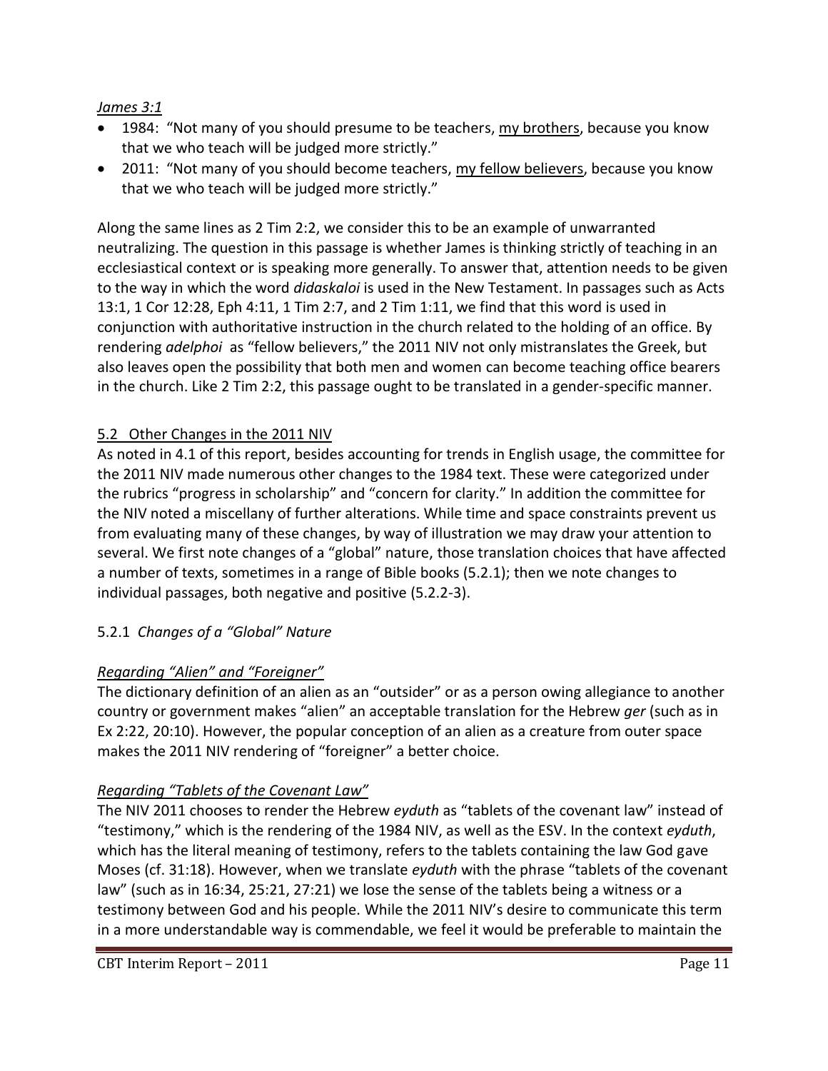*James 3:1*

- 1984: "Not many of you should presume to be teachers, my brothers, because you know that we who teach will be judged more strictly."
- 2011: "Not many of you should become teachers, my fellow believers, because you know that we who teach will be judged more strictly."

Along the same lines as 2 Tim 2:2, we consider this to be an example of unwarranted neutralizing. The question in this passage is whether James is thinking strictly of teaching in an ecclesiastical context or is speaking more generally. To answer that, attention needs to be given to the way in which the word *didaskaloi* is used in the New Testament. In passages such as Acts 13:1, 1 Cor 12:28, Eph 4:11, 1 Tim 2:7, and 2 Tim 1:11, we find that this word is used in conjunction with authoritative instruction in the church related to the holding of an office. By rendering *adelphoi* as "fellow believers," the 2011 NIV not only mistranslates the Greek, but also leaves open the possibility that both men and women can become teaching office bearers in the church. Like 2 Tim 2:2, this passage ought to be translated in a gender-specific manner.

## 5.2 Other Changes in the 2011 NIV

As noted in 4.1 of this report, besides accounting for trends in English usage, the committee for the 2011 NIV made numerous other changes to the 1984 text. These were categorized under the rubrics "progress in scholarship" and "concern for clarity." In addition the committee for the NIV noted a miscellany of further alterations. While time and space constraints prevent us from evaluating many of these changes, by way of illustration we may draw your attention to several. We first note changes of a "global" nature, those translation choices that have affected a number of texts, sometimes in a range of Bible books (5.2.1); then we note changes to individual passages, both negative and positive (5.2.2-3).

### 5.2.1 *Changes of a "Global" Nature*

*Regarding "Alien" and "Foreigner"*

The dictionary definition of an alien as an "outsider" or as a person owing allegiance to another country or government makes "alien" an acceptable translation for the Hebrew *ger* (such as in Ex 2:22, 20:10). However, the popular conception of an alien as a creature from outer space makes the 2011 NIV rendering of "foreigner" a better choice.

*Regarding "Tablets of the Covenant Law"*

The NIV 2011 chooses to render the Hebrew *eyduth* as "tablets of the covenant law" instead of "testimony," which is the rendering of the 1984 NIV, as well as the ESV. In the context *eyduth*, which has the literal meaning of testimony, refers to the tablets containing the law God gave Moses (cf. 31:18). However, when we translate *eyduth* with the phrase "tablets of the covenant law" (such as in 16:34, 25:21, 27:21) we lose the sense of the tablets being a witness or a testimony between God and his people. While the 2011 NIV's desire to communicate this term in a more understandable way is commendable, we feel it would be preferable to maintain the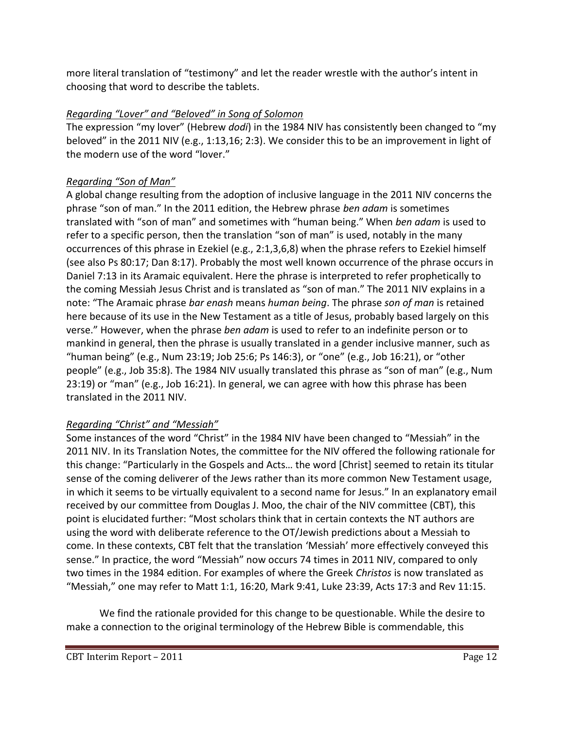more literal translation of "testimony" and let the reader wrestle with the author's intent in choosing that word to describe the tablets.

*Regarding "Lover" and "Beloved" in Song of Solomon*

The expression "my lover" (Hebrew *dodi*) in the 1984 NIV has consistently been changed to "my beloved" in the 2011 NIV (e.g., 1:13,16; 2:3). We consider this to be an improvement in light of the modern use of the word "lover."

*Regarding "Son of Man"*

A global change resulting from the adoption of inclusive language in the 2011 NIV concerns the phrase "son of man." In the 2011 edition, the Hebrew phrase *ben adam* is sometimes translated with "son of man" and sometimes with "human being." When *ben adam* is used to refer to a specific person, then the translation "son of man" is used, notably in the many occurrences of this phrase in Ezekiel (e.g., 2:1,3,6,8) when the phrase refers to Ezekiel himself (see also Ps 80:17; Dan 8:17). Probably the most well known occurrence of the phrase occurs in Daniel 7:13 in its Aramaic equivalent. Here the phrase is interpreted to refer prophetically to the coming Messiah Jesus Christ and is translated as "son of man." The 2011 NIV explains in a note: "The Aramaic phrase *bar enash* means *human being*. The phrase *son of man* is retained here because of its use in the New Testament as a title of Jesus, probably based largely on this verse." However, when the phrase *ben adam* is used to refer to an indefinite person or to mankind in general, then the phrase is usually translated in a gender inclusive manner, such as "human being" (e.g., Num 23:19; Job 25:6; Ps 146:3), or "one" (e.g., Job 16:21), or "other people" (e.g., Job 35:8). The 1984 NIV usually translated this phrase as "son of man" (e.g., Num 23:19) or "man" (e.g., Job 16:21). In general, we can agree with how this phrase has been translated in the 2011 NIV.

*Regarding "Christ" and "Messiah"*

Some instances of the word "Christ" in the 1984 NIV have been changed to "Messiah" in the 2011 NIV. In its Translation Notes, the committee for the NIV offered the following rationale for this change: "Particularly in the Gospels and Acts… the word [Christ] seemed to retain its titular sense of the coming deliverer of the Jews rather than its more common New Testament usage, in which it seems to be virtually equivalent to a second name for Jesus." In an explanatory email received by our committee from Douglas J. Moo, the chair of the NIV committee (CBT), this point is elucidated further: "Most scholars think that in certain contexts the NT authors are using the word with deliberate reference to the OT/Jewish predictions about a Messiah to come. In these contexts, CBT felt that the translation 'Messiah' more effectively conveyed this sense." In practice, the word "Messiah" now occurs 74 times in 2011 NIV, compared to only two times in the 1984 edition. For examples of where the Greek *Christos* is now translated as "Messiah," one may refer to Matt 1:1, 16:20, Mark 9:41, Luke 23:39, Acts 17:3 and Rev 11:15.

We find the rationale provided for this change to be questionable. While the desire to make a connection to the original terminology of the Hebrew Bible is commendable, this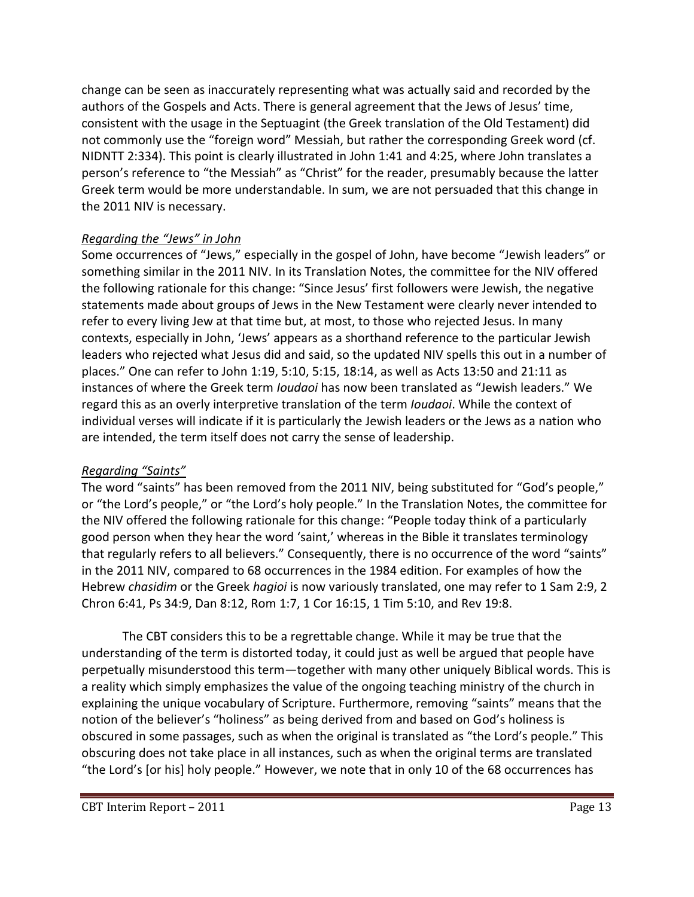change can be seen as inaccurately representing what was actually said and recorded by the authors of the Gospels and Acts. There is general agreement that the Jews of Jesus' time, consistent with the usage in the Septuagint (the Greek translation of the Old Testament) did not commonly use the "foreign word" Messiah, but rather the corresponding Greek word (cf. NIDNTT 2:334). This point is clearly illustrated in John 1:41 and 4:25, where John translates a person's reference to "the Messiah" as "Christ" for the reader, presumably because the latter Greek term would be more understandable. In sum, we are not persuaded that this change in the 2011 NIV is necessary.

*Regarding the "Jews" in John*

Some occurrences of "Jews," especially in the gospel of John, have become "Jewish leaders" or something similar in the 2011 NIV. In its Translation Notes, the committee for the NIV offered the following rationale for this change: "Since Jesus' first followers were Jewish, the negative statements made about groups of Jews in the New Testament were clearly never intended to refer to every living Jew at that time but, at most, to those who rejected Jesus. In many contexts, especially in John, 'Jews' appears as a shorthand reference to the particular Jewish leaders who rejected what Jesus did and said, so the updated NIV spells this out in a number of places." One can refer to John 1:19, 5:10, 5:15, 18:14, as well as Acts 13:50 and 21:11 as instances of where the Greek term *Ioudaoi* has now been translated as "Jewish leaders." We regard this as an overly interpretive translation of the term *Ioudaoi*. While the context of individual verses will indicate if it is particularly the Jewish leaders or the Jews as a nation who are intended, the term itself does not carry the sense of leadership.

*Regarding "Saints"*

The word "saints" has been removed from the 2011 NIV, being substituted for "God's people," or "the Lord's people," or "the Lord's holy people." In the Translation Notes, the committee for the NIV offered the following rationale for this change: "People today think of a particularly good person when they hear the word 'saint,' whereas in the Bible it translates terminology that regularly refers to all believers." Consequently, there is no occurrence of the word "saints" in the 2011 NIV, compared to 68 occurrences in the 1984 edition. For examples of how the Hebrew *chasidim* or the Greek *hagioi* is now variously translated, one may refer to 1 Sam 2:9, 2 Chron 6:41, Ps 34:9, Dan 8:12, Rom 1:7, 1 Cor 16:15, 1 Tim 5:10, and Rev 19:8.

The CBT considers this to be a regrettable change. While it may be true that the understanding of the term is distorted today, it could just as well be argued that people have perpetually misunderstood this term—together with many other uniquely Biblical words. This is a reality which simply emphasizes the value of the ongoing teaching ministry of the church in explaining the unique vocabulary of Scripture. Furthermore, removing "saints" means that the notion of the believer's "holiness" as being derived from and based on God's holiness is obscured in some passages, such as when the original is translated as "the Lord's people." This obscuring does not take place in all instances, such as when the original terms are translated "the Lord's [or his] holy people." However, we note that in only 10 of the 68 occurrences has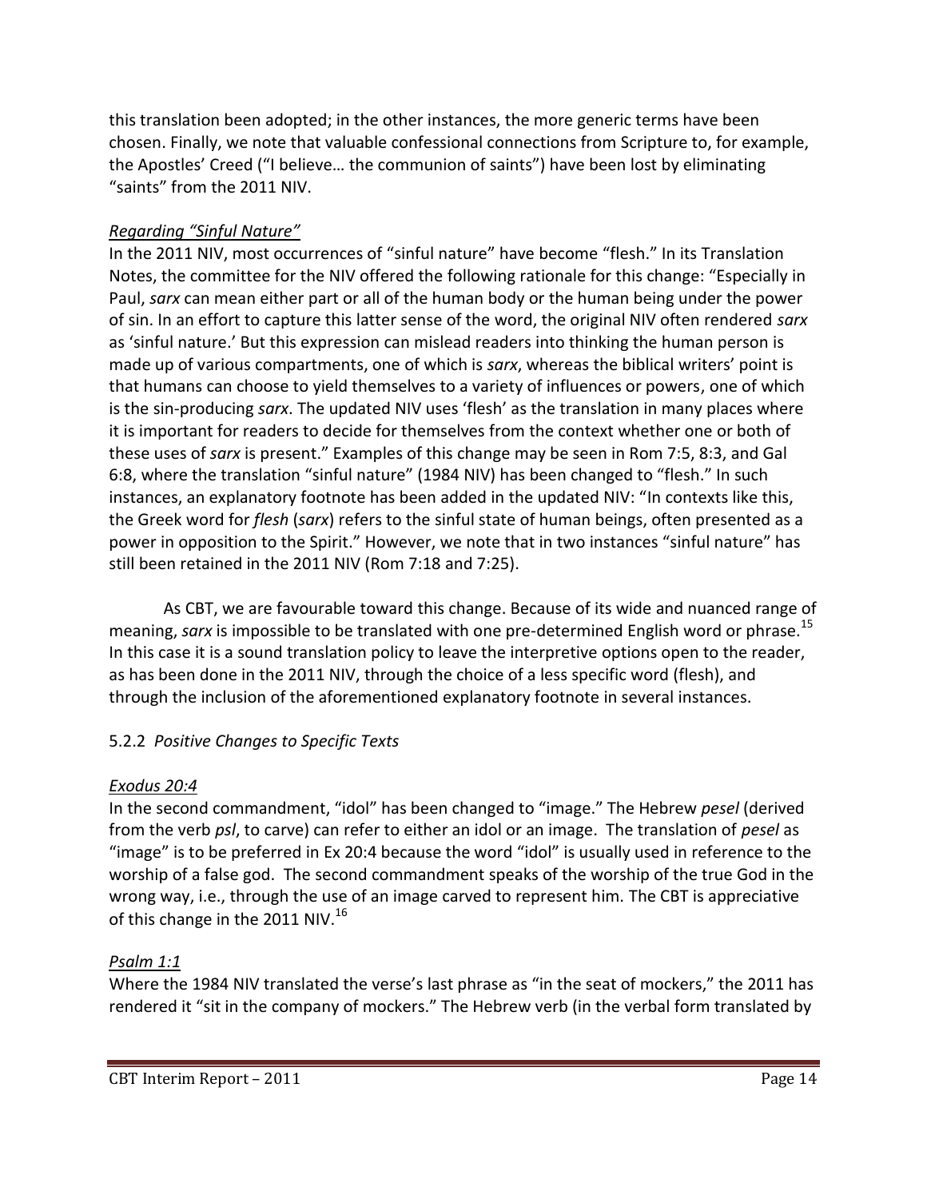this translation been adopted; in the other instances, the more generic terms have been chosen. Finally, we note that valuable confessional connections from Scripture to, for example, the Apostles' Creed ("I believe… the communion of saints") have been lost by eliminating "saints" from the 2011 NIV.

*Regarding "Sinful Nature"*

In the 2011 NIV, most occurrences of "sinful nature" have become "flesh." In its Translation Notes, the committee for the NIV offered the following rationale for this change: "Especially in Paul, *sarx* can mean either part or all of the human body or the human being under the power of sin. In an effort to capture this latter sense of the word, the original NIV often rendered *sarx* as 'sinful nature.' But this expression can mislead readers into thinking the human person is made up of various compartments, one of which is *sarx*, whereas the biblical writers' point is that humans can choose to yield themselves to a variety of influences or powers, one of which is the sin-producing *sarx*. The updated NIV uses 'flesh' as the translation in many places where it is important for readers to decide for themselves from the context whether one or both of these uses of *sarx* is present." Examples of this change may be seen in Rom 7:5, 8:3, and Gal 6:8, where the translation "sinful nature" (1984 NIV) has been changed to "flesh." In such instances, an explanatory footnote has been added in the updated NIV: "In contexts like this, the Greek word for *flesh* (*sarx*) refers to the sinful state of human beings, often presented as a power in opposition to the Spirit." However, we note that in two instances "sinful nature" has still been retained in the 2011 NIV (Rom 7:18 and 7:25).

As CBT, we are favourable toward this change. Because of its wide and nuanced range of meaning, *sarx* is impossible to be translated with one pre-determined English word or phrase.[15] In this case it is a sound translation policy to leave the interpretive options open to the reader, as has been done in the 2011 NIV, through the choice of a less specific word (flesh), and through the inclusion of the aforementioned explanatory footnote in several instances.

### 5.2.2 *Positive Changes to Specific Texts*

*Exodus 20:4*

In the second commandment, "idol" has been changed to "image." The Hebrew *pesel* (derived from the verb *psl*, to carve) can refer to either an idol or an image. The translation of *pesel* as "image" is to be preferred in Ex 20:4 because the word "idol" is usually used in reference to the worship of a false god. The second commandment speaks of the worship of the true God in the wrong way, i.e., through the use of an image carved to represent him. The CBT is appreciative of this change in the 2011 NIV.[16]

*Psalm 1:1*

Where the 1984 NIV translated the verse's last phrase as "in the seat of mockers," the 2011 has rendered it "sit in the company of mockers." The Hebrew verb (in the verbal form translated by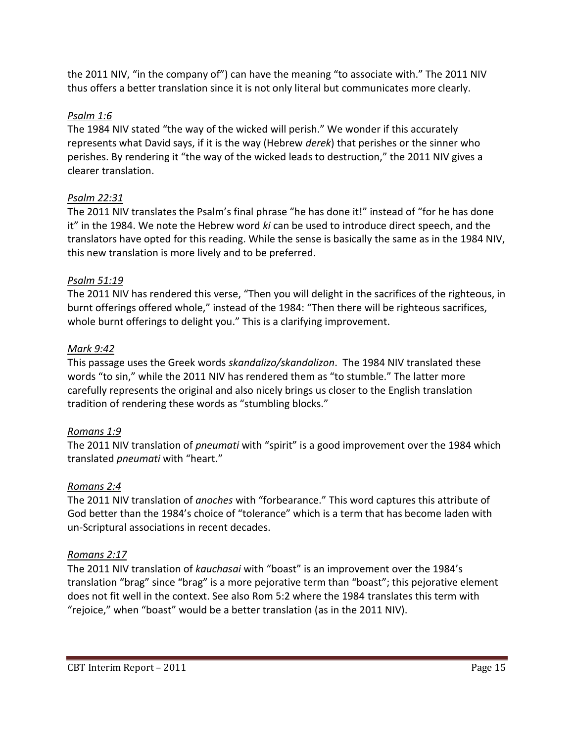the 2011 NIV, "in the company of") can have the meaning "to associate with." The 2011 NIV thus offers a better translation since it is not only literal but communicates more clearly.

*Psalm 1:6*
The 1984 NIV stated "the way of the wicked will perish." We wonder if this accurately represents what David says, if it is the way (Hebrew *derek*) that perishes or the sinner who perishes. By rendering it "the way of the wicked leads to destruction," the 2011 NIV gives a clearer translation.

*Psalm 22:31*
The 2011 NIV translates the Psalm's final phrase "he has done it!" instead of "for he has done it" in the 1984. We note the Hebrew word *ki* can be used to introduce direct speech, and the translators have opted for this reading. While the sense is basically the same as in the 1984 NIV, this new translation is more lively and to be preferred.

*Psalm 51:19*
The 2011 NIV has rendered this verse, "Then you will delight in the sacrifices of the righteous, in burnt offerings offered whole," instead of the 1984: "Then there will be righteous sacrifices, whole burnt offerings to delight you." This is a clarifying improvement.

*Mark 9:42*
This passage uses the Greek words *skandalizo/skandalizon*. The 1984 NIV translated these words "to sin," while the 2011 NIV has rendered them as "to stumble." The latter more carefully represents the original and also nicely brings us closer to the English translation tradition of rendering these words as "stumbling blocks."

*Romans 1:9*
The 2011 NIV translation of *pneumati* with "spirit" is a good improvement over the 1984 which translated *pneumati* with "heart."

*Romans 2:4*
The 2011 NIV translation of *anoches* with "forbearance." This word captures this attribute of God better than the 1984's choice of "tolerance" which is a term that has become laden with un-Scriptural associations in recent decades.

*Romans 2:17*
The 2011 NIV translation of *kauchasai* with "boast" is an improvement over the 1984's translation "brag" since "brag" is a more pejorative term than "boast"; this pejorative element does not fit well in the context. See also Rom 5:2 where the 1984 translates this term with "rejoice," when "boast" would be a better translation (as in the 2011 NIV).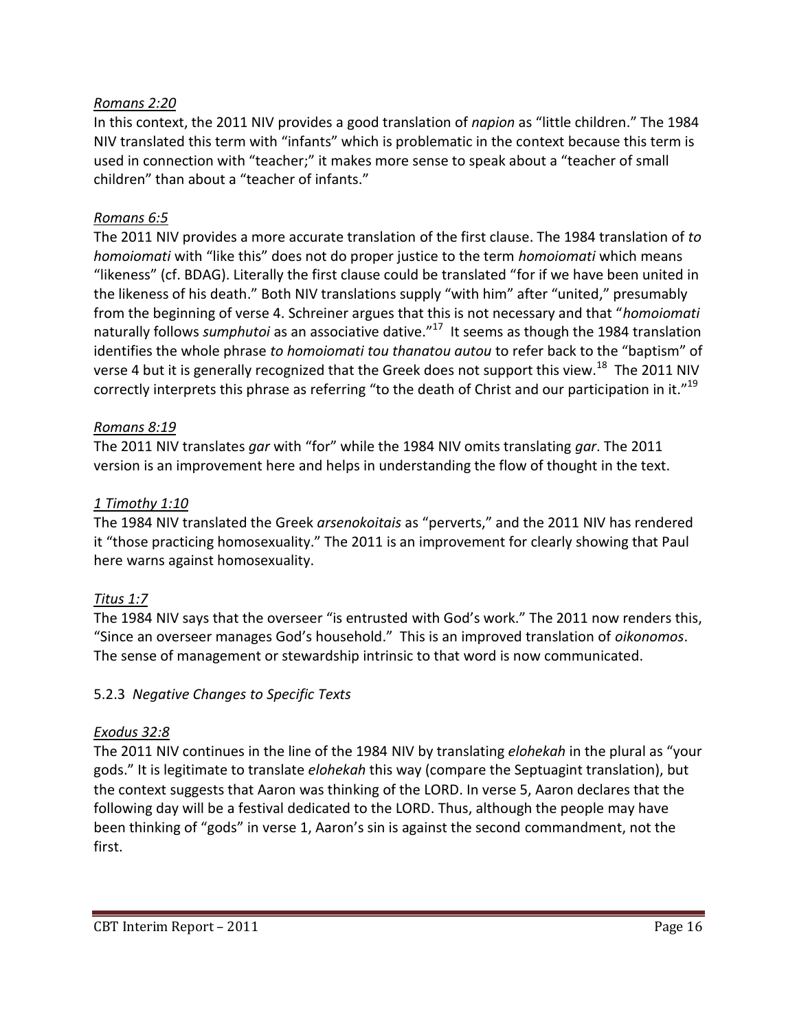*Romans 2:20*

In this context, the 2011 NIV provides a good translation of *napion* as "little children." The 1984 NIV translated this term with "infants" which is problematic in the context because this term is used in connection with "teacher;" it makes more sense to speak about a "teacher of small children" than about a "teacher of infants."

*Romans 6:5*

The 2011 NIV provides a more accurate translation of the first clause. The 1984 translation of *to homoiomati* with "like this" does not do proper justice to the term *homoiomati* which means "likeness" (cf. BDAG). Literally the first clause could be translated "for if we have been united in the likeness of his death." Both NIV translations supply "with him" after "united," presumably from the beginning of verse 4. Schreiner argues that this is not necessary and that "*homoiomati* naturally follows *sumphutoi* as an associative dative."[17] It seems as though the 1984 translation identifies the whole phrase *to homoiomati tou thanatou autou* to refer back to the "baptism" of verse 4 but it is generally recognized that the Greek does not support this view.[18] The 2011 NIV correctly interprets this phrase as referring "to the death of Christ and our participation in it."[19]

*Romans 8:19*

The 2011 NIV translates *gar* with "for" while the 1984 NIV omits translating *gar*. The 2011 version is an improvement here and helps in understanding the flow of thought in the text.

*1 Timothy 1:10*

The 1984 NIV translated the Greek *arsenokoitais* as "perverts," and the 2011 NIV has rendered it "those practicing homosexuality." The 2011 is an improvement for clearly showing that Paul here warns against homosexuality.

*Titus 1:7*

The 1984 NIV says that the overseer "is entrusted with God's work." The 2011 now renders this, "Since an overseer manages God's household." This is an improved translation of *oikonomos*. The sense of management or stewardship intrinsic to that word is now communicated.

### 5.2.3 *Negative Changes to Specific Texts*

*Exodus 32:8*

The 2011 NIV continues in the line of the 1984 NIV by translating *elohekah* in the plural as "your gods." It is legitimate to translate *elohekah* this way (compare the Septuagint translation), but the context suggests that Aaron was thinking of the LORD. In verse 5, Aaron declares that the following day will be a festival dedicated to the LORD. Thus, although the people may have been thinking of "gods" in verse 1, Aaron's sin is against the second commandment, not the first.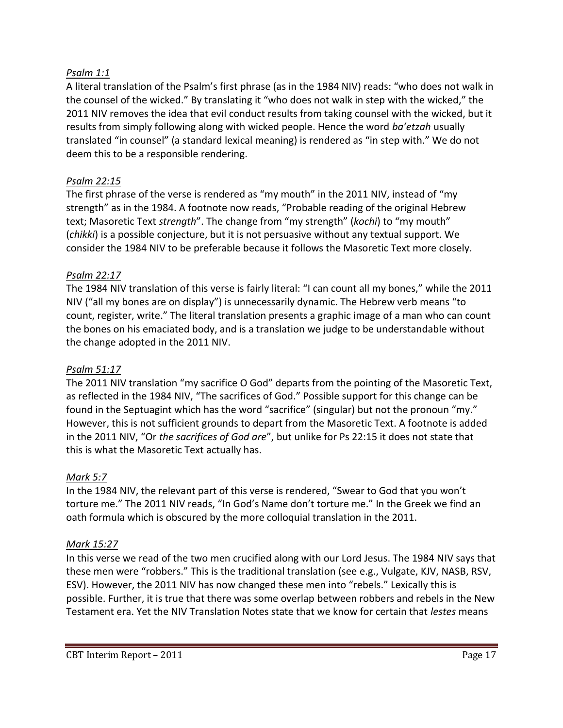*Psalm 1:1*

A literal translation of the Psalm's first phrase (as in the 1984 NIV) reads: "who does not walk in the counsel of the wicked." By translating it "who does not walk in step with the wicked," the 2011 NIV removes the idea that evil conduct results from taking counsel with the wicked, but it results from simply following along with wicked people. Hence the word *ba'etzah* usually translated "in counsel" (a standard lexical meaning) is rendered as "in step with." We do not deem this to be a responsible rendering.

*Psalm 22:15*

The first phrase of the verse is rendered as "my mouth" in the 2011 NIV, instead of "my strength" as in the 1984. A footnote now reads, "Probable reading of the original Hebrew text; Masoretic Text *strength*". The change from "my strength" (*kochi*) to "my mouth" (*chikki*) is a possible conjecture, but it is not persuasive without any textual support. We consider the 1984 NIV to be preferable because it follows the Masoretic Text more closely.

*Psalm 22:17*

The 1984 NIV translation of this verse is fairly literal: "I can count all my bones," while the 2011 NIV ("all my bones are on display") is unnecessarily dynamic. The Hebrew verb means "to count, register, write." The literal translation presents a graphic image of a man who can count the bones on his emaciated body, and is a translation we judge to be understandable without the change adopted in the 2011 NIV.

*Psalm 51:17*

The 2011 NIV translation "my sacrifice O God" departs from the pointing of the Masoretic Text, as reflected in the 1984 NIV, "The sacrifices of God." Possible support for this change can be found in the Septuagint which has the word "sacrifice" (singular) but not the pronoun "my." However, this is not sufficient grounds to depart from the Masoretic Text. A footnote is added in the 2011 NIV, "Or *the sacrifices of God are*", but unlike for Ps 22:15 it does not state that this is what the Masoretic Text actually has.

*Mark 5:7*

In the 1984 NIV, the relevant part of this verse is rendered, "Swear to God that you won't torture me." The 2011 NIV reads, "In God's Name don't torture me." In the Greek we find an oath formula which is obscured by the more colloquial translation in the 2011.

*Mark 15:27*

In this verse we read of the two men crucified along with our Lord Jesus. The 1984 NIV says that these men were "robbers." This is the traditional translation (see e.g., Vulgate, KJV, NASB, RSV, ESV). However, the 2011 NIV has now changed these men into "rebels." Lexically this is possible. Further, it is true that there was some overlap between robbers and rebels in the New Testament era. Yet the NIV Translation Notes state that we know for certain that *lestes* means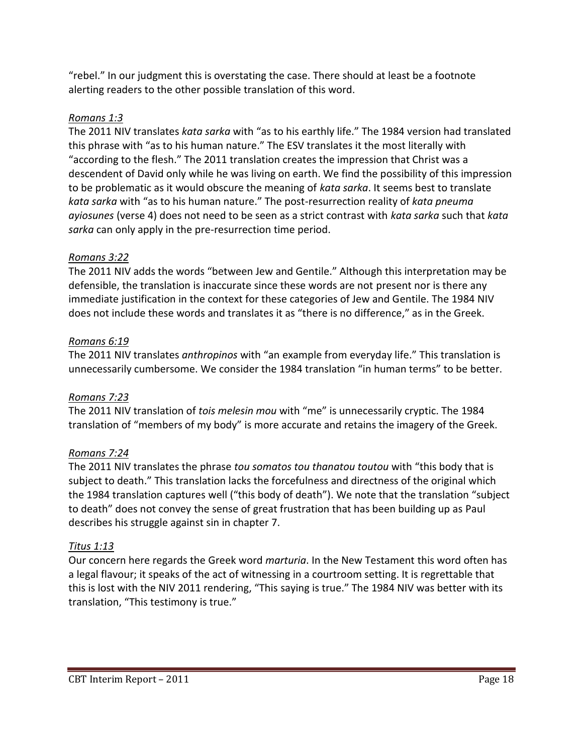"rebel." In our judgment this is overstating the case. There should at least be a footnote alerting readers to the other possible translation of this word.

*Romans 1:3*

The 2011 NIV translates *kata sarka* with "as to his earthly life." The 1984 version had translated this phrase with "as to his human nature." The ESV translates it the most literally with "according to the flesh." The 2011 translation creates the impression that Christ was a descendent of David only while he was living on earth. We find the possibility of this impression to be problematic as it would obscure the meaning of *kata sarka*. It seems best to translate *kata sarka* with "as to his human nature." The post-resurrection reality of *kata pneuma ayiosunes* (verse 4) does not need to be seen as a strict contrast with *kata sarka* such that *kata sarka* can only apply in the pre-resurrection time period.

*Romans 3:22*

The 2011 NIV adds the words "between Jew and Gentile." Although this interpretation may be defensible, the translation is inaccurate since these words are not present nor is there any immediate justification in the context for these categories of Jew and Gentile. The 1984 NIV does not include these words and translates it as "there is no difference," as in the Greek.

*Romans 6:19*

The 2011 NIV translates *anthropinos* with "an example from everyday life." This translation is unnecessarily cumbersome. We consider the 1984 translation "in human terms" to be better.

*Romans 7:23*

The 2011 NIV translation of *tois melesin mou* with "me" is unnecessarily cryptic. The 1984 translation of "members of my body" is more accurate and retains the imagery of the Greek.

*Romans 7:24*

The 2011 NIV translates the phrase *tou somatos tou thanatou toutou* with "this body that is subject to death." This translation lacks the forcefulness and directness of the original which the 1984 translation captures well ("this body of death"). We note that the translation "subject to death" does not convey the sense of great frustration that has been building up as Paul describes his struggle against sin in chapter 7.

*Titus 1:13*

Our concern here regards the Greek word *marturia*. In the New Testament this word often has a legal flavour; it speaks of the act of witnessing in a courtroom setting. It is regrettable that this is lost with the NIV 2011 rendering, "This saying is true." The 1984 NIV was better with its translation, "This testimony is true."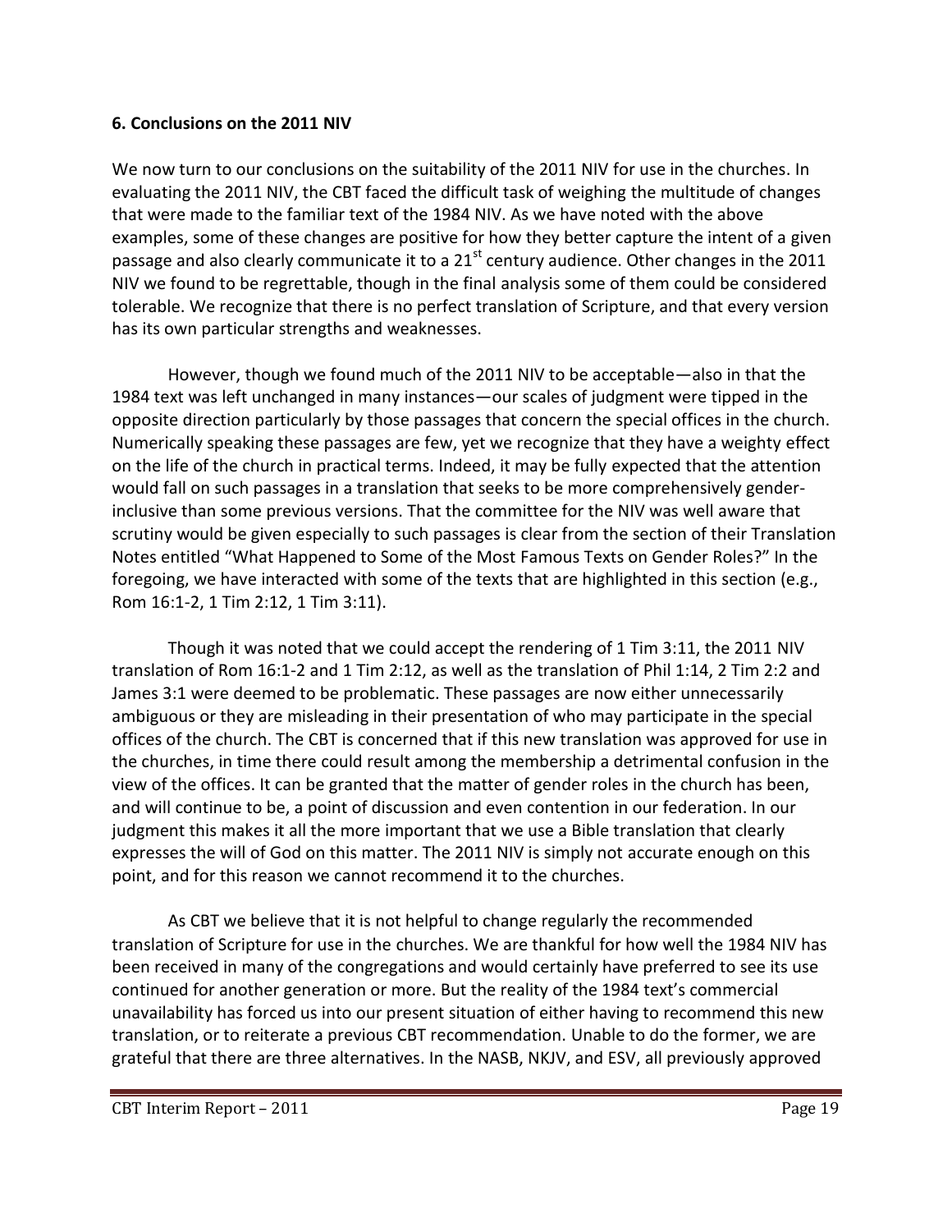**6. Conclusions on the 2011 NIV**

We now turn to our conclusions on the suitability of the 2011 NIV for use in the churches. In evaluating the 2011 NIV, the CBT faced the difficult task of weighing the multitude of changes that were made to the familiar text of the 1984 NIV. As we have noted with the above examples, some of these changes are positive for how they better capture the intent of a given passage and also clearly communicate it to a 21st century audience. Other changes in the 2011 NIV we found to be regrettable, though in the final analysis some of them could be considered tolerable. We recognize that there is no perfect translation of Scripture, and that every version has its own particular strengths and weaknesses.

However, though we found much of the 2011 NIV to be acceptable—also in that the 1984 text was left unchanged in many instances—our scales of judgment were tipped in the opposite direction particularly by those passages that concern the special offices in the church. Numerically speaking these passages are few, yet we recognize that they have a weighty effect on the life of the church in practical terms. Indeed, it may be fully expected that the attention would fall on such passages in a translation that seeks to be more comprehensively gender-inclusive than some previous versions. That the committee for the NIV was well aware that scrutiny would be given especially to such passages is clear from the section of their Translation Notes entitled "What Happened to Some of the Most Famous Texts on Gender Roles?" In the foregoing, we have interacted with some of the texts that are highlighted in this section (e.g., Rom 16:1-2, 1 Tim 2:12, 1 Tim 3:11).

Though it was noted that we could accept the rendering of 1 Tim 3:11, the 2011 NIV translation of Rom 16:1-2 and 1 Tim 2:12, as well as the translation of Phil 1:14, 2 Tim 2:2 and James 3:1 were deemed to be problematic. These passages are now either unnecessarily ambiguous or they are misleading in their presentation of who may participate in the special offices of the church. The CBT is concerned that if this new translation was approved for use in the churches, in time there could result among the membership a detrimental confusion in the view of the offices. It can be granted that the matter of gender roles in the church has been, and will continue to be, a point of discussion and even contention in our federation. In our judgment this makes it all the more important that we use a Bible translation that clearly expresses the will of God on this matter. The 2011 NIV is simply not accurate enough on this point, and for this reason we cannot recommend it to the churches.

As CBT we believe that it is not helpful to change regularly the recommended translation of Scripture for use in the churches. We are thankful for how well the 1984 NIV has been received in many of the congregations and would certainly have preferred to see its use continued for another generation or more. But the reality of the 1984 text's commercial unavailability has forced us into our present situation of either having to recommend this new translation, or to reiterate a previous CBT recommendation. Unable to do the former, we are grateful that there are three alternatives. In the NASB, NKJV, and ESV, all previously approved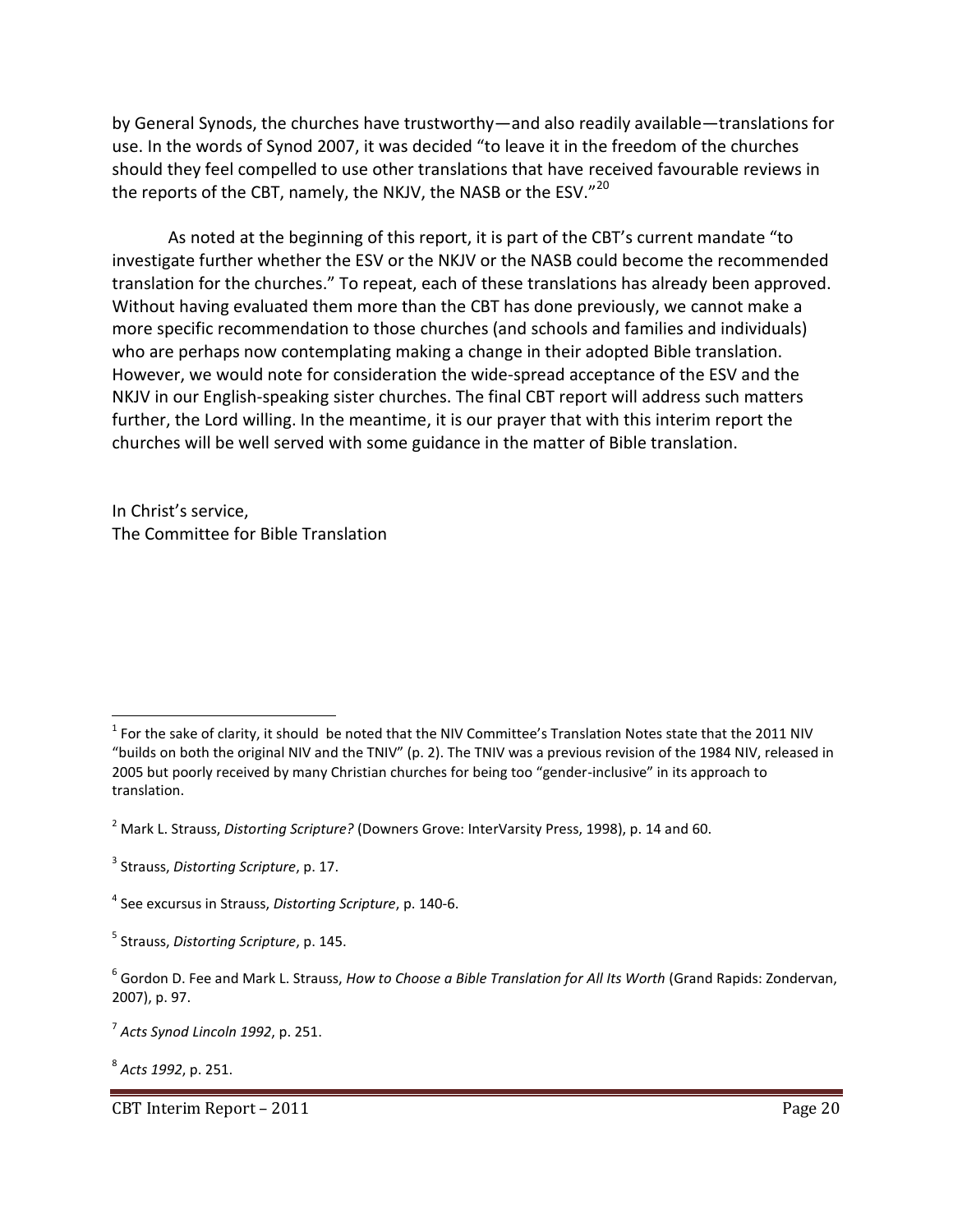by General Synods, the churches have trustworthy—and also readily available—translations for use. In the words of Synod 2007, it was decided "to leave it in the freedom of the churches should they feel compelled to use other translations that have received favourable reviews in the reports of the CBT, namely, the NKJV, the NASB or the ESV."[20]

As noted at the beginning of this report, it is part of the CBT's current mandate "to investigate further whether the ESV or the NKJV or the NASB could become the recommended translation for the churches." To repeat, each of these translations has already been approved. Without having evaluated them more than the CBT has done previously, we cannot make a more specific recommendation to those churches (and schools and families and individuals) who are perhaps now contemplating making a change in their adopted Bible translation. However, we would note for consideration the wide-spread acceptance of the ESV and the NKJV in our English-speaking sister churches. The final CBT report will address such matters further, the Lord willing. In the meantime, it is our prayer that with this interim report the churches will be well served with some guidance in the matter of Bible translation.

In Christ's service,
The Committee for Bible Translation

---

[1] For the sake of clarity, it should be noted that the NIV Committee's Translation Notes state that the 2011 NIV "builds on both the original NIV and the TNIV" (p. 2). The TNIV was a previous revision of the 1984 NIV, released in 2005 but poorly received by many Christian churches for being too "gender-inclusive" in its approach to translation.

[2] Mark L. Strauss, *Distorting Scripture?* (Downers Grove: InterVarsity Press, 1998), p. 14 and 60.

[3] Strauss, *Distorting Scripture*, p. 17.

[4] See excursus in Strauss, *Distorting Scripture*, p. 140-6.

[5] Strauss, *Distorting Scripture*, p. 145.

[6] Gordon D. Fee and Mark L. Strauss, *How to Choose a Bible Translation for All Its Worth* (Grand Rapids: Zondervan, 2007), p. 97.

[7] *Acts Synod Lincoln 1992*, p. 251.

[8] *Acts 1992*, p. 251.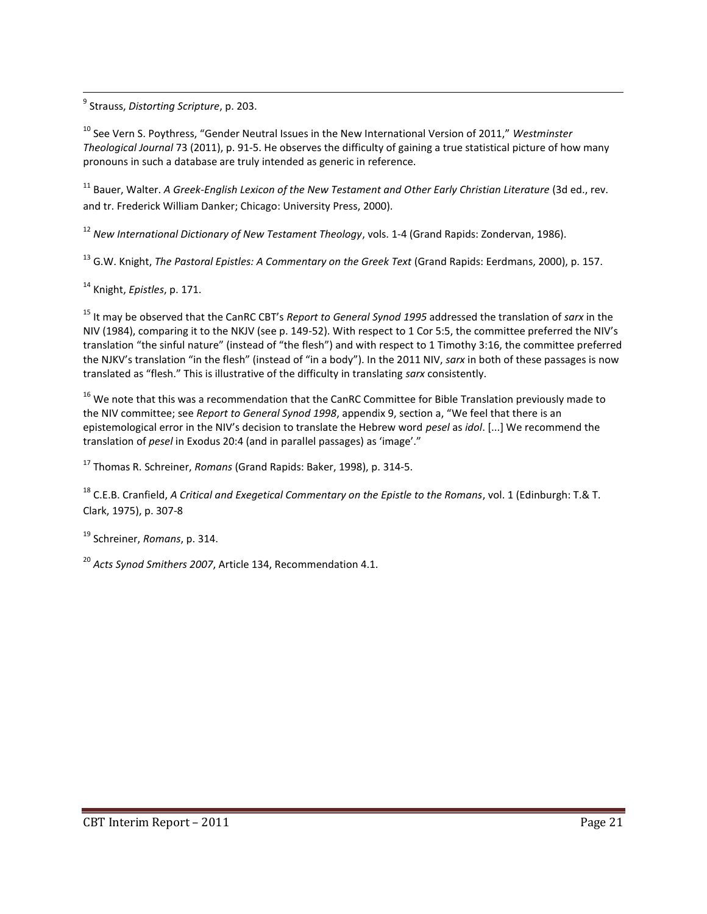[9] Strauss, *Distorting Scripture*, p. 203.

[10] See Vern S. Poythress, "Gender Neutral Issues in the New International Version of 2011," *Westminster Theological Journal* 73 (2011), p. 91-5. He observes the difficulty of gaining a true statistical picture of how many pronouns in such a database are truly intended as generic in reference.

[11] Bauer, Walter. *A Greek-English Lexicon of the New Testament and Other Early Christian Literature* (3d ed., rev. and tr. Frederick William Danker; Chicago: University Press, 2000).

[12] *New International Dictionary of New Testament Theology*, vols. 1-4 (Grand Rapids: Zondervan, 1986).

[13] G.W. Knight, *The Pastoral Epistles: A Commentary on the Greek Text* (Grand Rapids: Eerdmans, 2000), p. 157.

[14] Knight, *Epistles*, p. 171.

[15] It may be observed that the CanRC CBT's *Report to General Synod 1995* addressed the translation of *sarx* in the NIV (1984), comparing it to the NKJV (see p. 149-52). With respect to 1 Cor 5:5, the committee preferred the NIV's translation "the sinful nature" (instead of "the flesh") and with respect to 1 Timothy 3:16, the committee preferred the NJKV's translation "in the flesh" (instead of "in a body"). In the 2011 NIV, *sarx* in both of these passages is now translated as "flesh." This is illustrative of the difficulty in translating *sarx* consistently.

[16] We note that this was a recommendation that the CanRC Committee for Bible Translation previously made to the NIV committee; see *Report to General Synod 1998*, appendix 9, section a, "We feel that there is an epistemological error in the NIV's decision to translate the Hebrew word *pesel* as *idol*. [...] We recommend the translation of *pesel* in Exodus 20:4 (and in parallel passages) as 'image'."

[17] Thomas R. Schreiner, *Romans* (Grand Rapids: Baker, 1998), p. 314-5.

[18] C.E.B. Cranfield, *A Critical and Exegetical Commentary on the Epistle to the Romans*, vol. 1 (Edinburgh: T.& T. Clark, 1975), p. 307-8

[19] Schreiner, *Romans*, p. 314.

[20] *Acts Synod Smithers 2007*, Article 134, Recommendation 4.1.